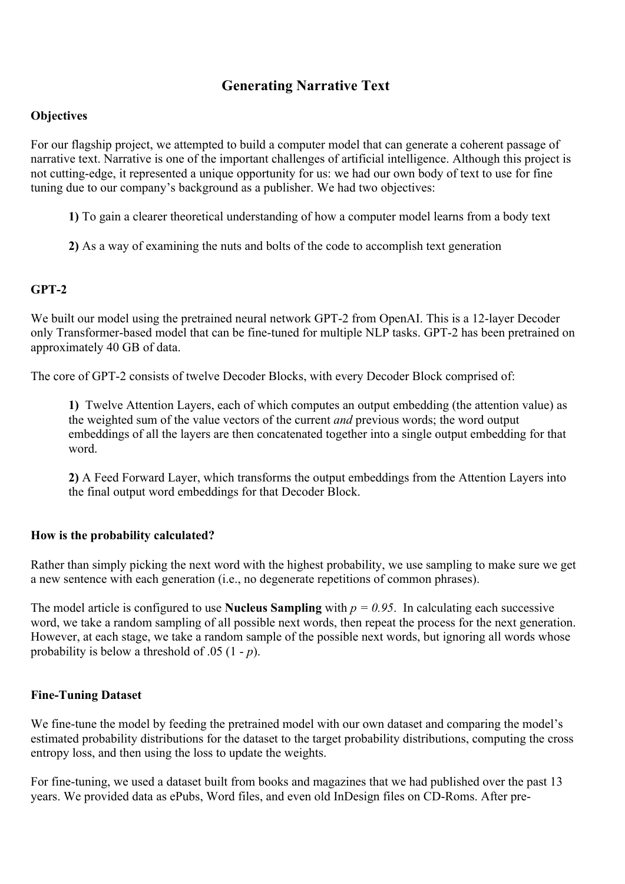# Generating Narrative Text

## Objectives

For our flagship project, we attempted to build a computer model that can generate a coherent passage of narrative text. Narrative is one of the important challenges of artificial intelligence. Although this project is not cutting-edge, it represented a unique opportunity for us: we had our own body of text to use for fine tuning due to our company's background as a publisher. We had two objectives:

> **1)** To gain a clearer theoretical understanding of how a computer model learns from a body text
>
> **2)** As a way of examining the nuts and bolts of the code to accomplish text generation

## GPT-2

We built our model using the pretrained neural network GPT-2 from OpenAI. This is a 12-layer Decoder only Transformer-based model that can be fine-tuned for multiple NLP tasks. GPT-2 has been pretrained on approximately 40 GB of data.

The core of GPT-2 consists of twelve Decoder Blocks, with every Decoder Block comprised of:

> **1)** Twelve Attention Layers, each of which computes an output embedding (the attention value) as the weighted sum of the value vectors of the current *and* previous words; the word output embeddings of all the layers are then concatenated together into a single output embedding for that word.
>
> **2)** A Feed Forward Layer, which transforms the output embeddings from the Attention Layers into the final output word embeddings for that Decoder Block.

## How is the probability calculated?

Rather than simply picking the next word with the highest probability, we use sampling to make sure we get a new sentence with each generation (i.e., no degenerate repetitions of common phrases).

The model article is configured to use **Nucleus Sampling** with $p = 0.95$. In calculating each successive word, we take a random sampling of all possible next words, then repeat the process for the next generation. However, at each stage, we take a random sample of the possible next words, but ignoring all words whose probability is below a threshold of .05 ($1 - p$).

## Fine-Tuning Dataset

We fine-tune the model by feeding the pretrained model with our own dataset and comparing the model's estimated probability distributions for the dataset to the target probability distributions, computing the cross entropy loss, and then using the loss to update the weights.

For fine-tuning, we used a dataset built from books and magazines that we had published over the past 13 years. We provided data as ePubs, Word files, and even old InDesign files on CD-Roms. After pre-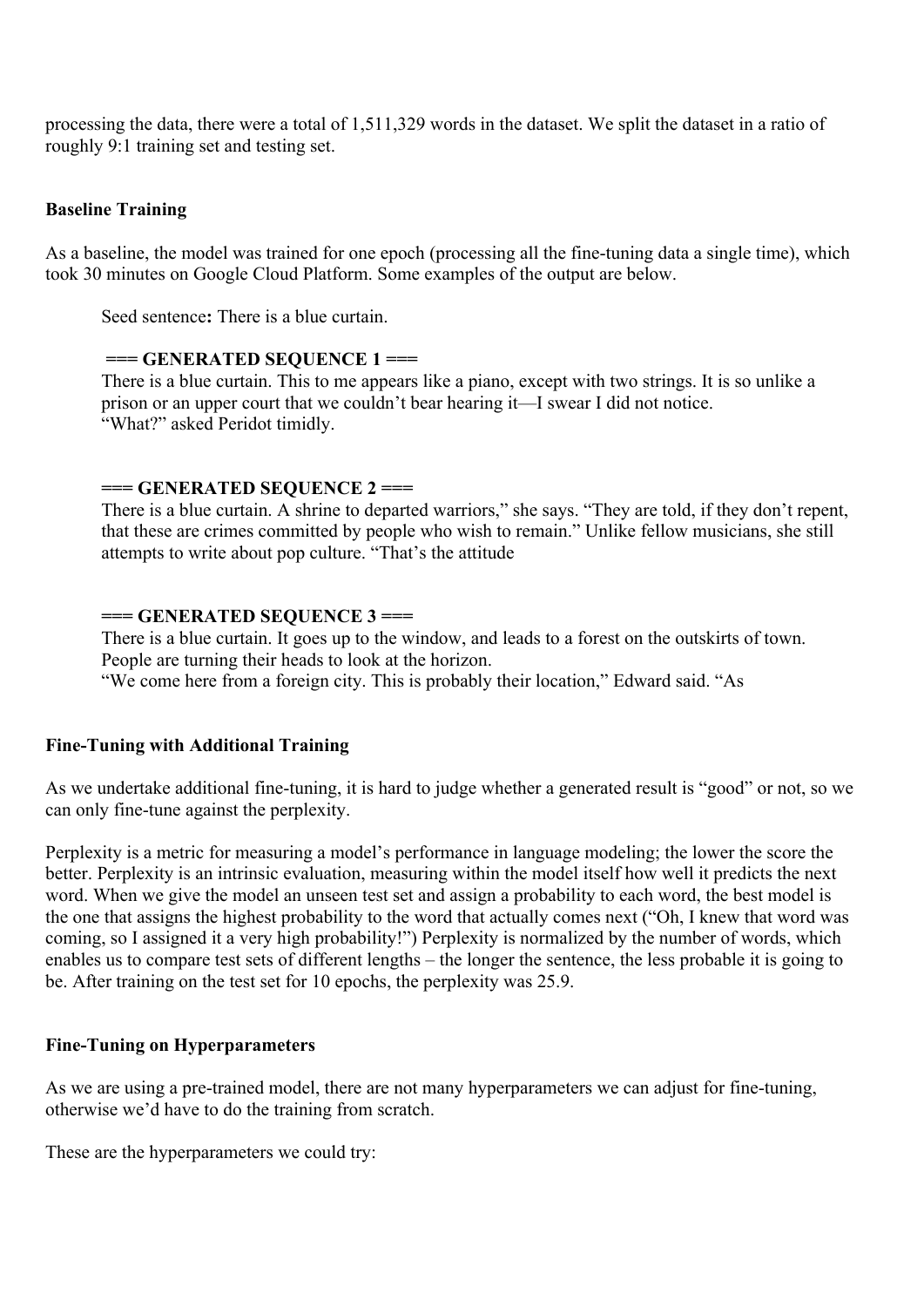processing the data, there were a total of 1,511,329 words in the dataset. We split the dataset in a ratio of roughly 9:1 training set and testing set.

**Baseline Training**

As a baseline, the model was trained for one epoch (processing all the fine-tuning data a single time), which took 30 minutes on Google Cloud Platform. Some examples of the output are below.

> Seed sentence**:** There is a blue curtain.
>
> **=== GENERATED SEQUENCE 1 ===**
> There is a blue curtain. This to me appears like a piano, except with two strings. It is so unlike a prison or an upper court that we couldn't bear hearing it—I swear I did not notice.
> "What?" asked Peridot timidly.
>
> **=== GENERATED SEQUENCE 2 ===**
> There is a blue curtain. A shrine to departed warriors," she says. "They are told, if they don't repent, that these are crimes committed by people who wish to remain." Unlike fellow musicians, she still attempts to write about pop culture. "That's the attitude
>
> **=== GENERATED SEQUENCE 3 ===**
> There is a blue curtain. It goes up to the window, and leads to a forest on the outskirts of town. People are turning their heads to look at the horizon.
> "We come here from a foreign city. This is probably their location," Edward said. "As

**Fine-Tuning with Additional Training**

As we undertake additional fine-tuning, it is hard to judge whether a generated result is "good" or not, so we can only fine-tune against the perplexity.

Perplexity is a metric for measuring a model's performance in language modeling; the lower the score the better. Perplexity is an intrinsic evaluation, measuring within the model itself how well it predicts the next word. When we give the model an unseen test set and assign a probability to each word, the best model is the one that assigns the highest probability to the word that actually comes next ("Oh, I knew that word was coming, so I assigned it a very high probability!") Perplexity is normalized by the number of words, which enables us to compare test sets of different lengths – the longer the sentence, the less probable it is going to be. After training on the test set for 10 epochs, the perplexity was 25.9.

**Fine-Tuning on Hyperparameters**

As we are using a pre-trained model, there are not many hyperparameters we can adjust for fine-tuning, otherwise we'd have to do the training from scratch.

These are the hyperparameters we could try: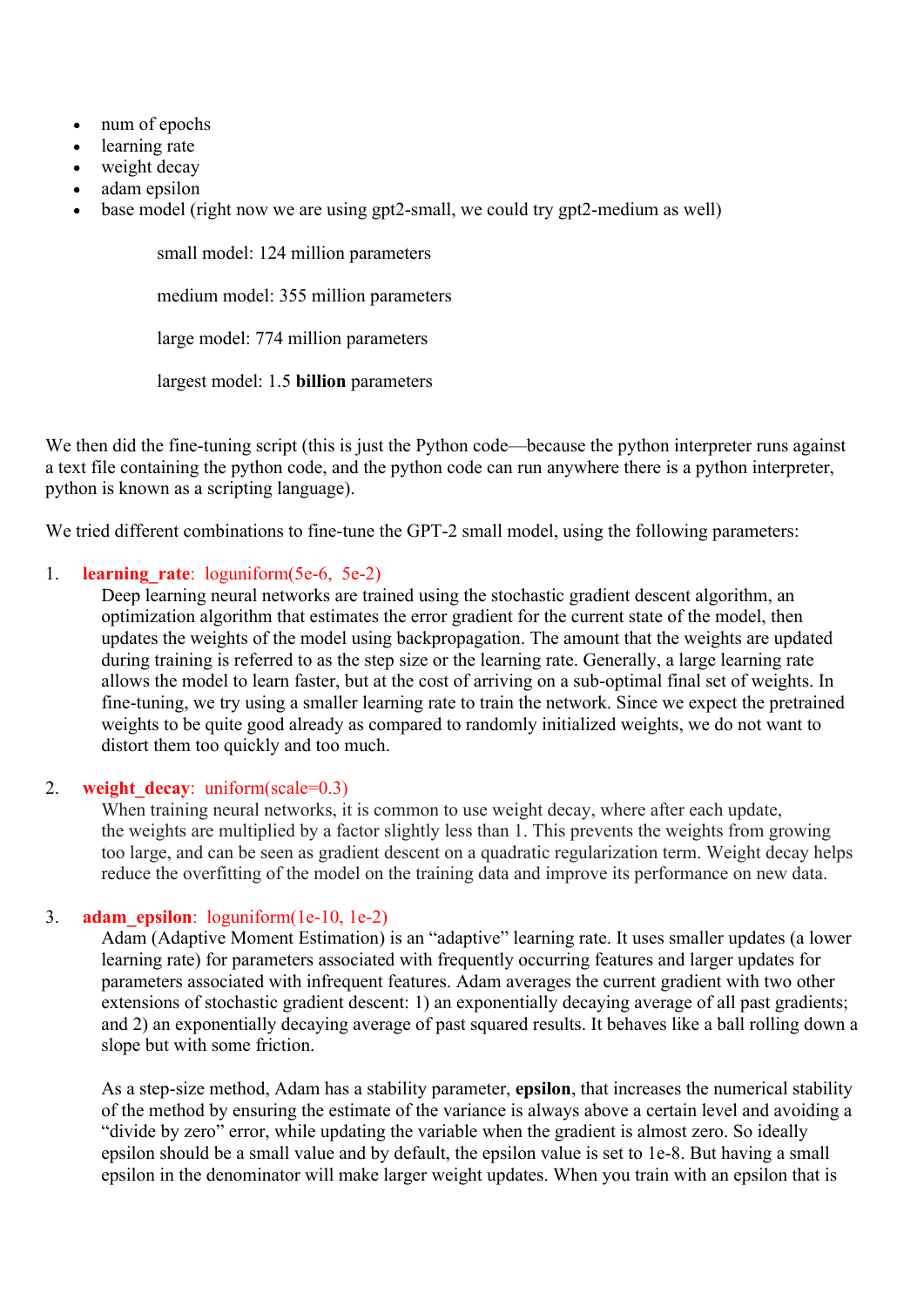- num of epochs
- learning rate
- weight decay
- adam epsilon
- base model (right now we are using gpt2-small, we could try gpt2-medium as well)

  small model: 124 million parameters

  medium model: 355 million parameters

  large model: 774 million parameters

  largest model: 1.5 **billion** parameters

We then did the fine-tuning script (this is just the Python code—because the python interpreter runs against a text file containing the python code, and the python code can run anywhere there is a python interpreter, python is known as a scripting language).

We tried different combinations to fine-tune the GPT-2 small model, using the following parameters:

1. **learning_rate**: loguniform(5e-6, 5e-2)
   Deep learning neural networks are trained using the stochastic gradient descent algorithm, an optimization algorithm that estimates the error gradient for the current state of the model, then updates the weights of the model using backpropagation. The amount that the weights are updated during training is referred to as the step size or the learning rate. Generally, a large learning rate allows the model to learn faster, but at the cost of arriving on a sub-optimal final set of weights. In fine-tuning, we try using a smaller learning rate to train the network. Since we expect the pretrained weights to be quite good already as compared to randomly initialized weights, we do not want to distort them too quickly and too much.

2. **weight_decay**: uniform(scale=0.3)
   When training neural networks, it is common to use weight decay, where after each update, the weights are multiplied by a factor slightly less than 1. This prevents the weights from growing too large, and can be seen as gradient descent on a quadratic regularization term. Weight decay helps reduce the overfitting of the model on the training data and improve its performance on new data.

3. **adam_epsilon**: loguniform(1e-10, 1e-2)
   Adam (Adaptive Moment Estimation) is an "adaptive" learning rate. It uses smaller updates (a lower learning rate) for parameters associated with frequently occurring features and larger updates for parameters associated with infrequent features. Adam averages the current gradient with two other extensions of stochastic gradient descent: 1) an exponentially decaying average of all past gradients; and 2) an exponentially decaying average of past squared results. It behaves like a ball rolling down a slope but with some friction.

   As a step-size method, Adam has a stability parameter, **epsilon**, that increases the numerical stability of the method by ensuring the estimate of the variance is always above a certain level and avoiding a "divide by zero" error, while updating the variable when the gradient is almost zero. So ideally epsilon should be a small value and by default, the epsilon value is set to 1e-8. But having a small epsilon in the denominator will make larger weight updates. When you train with an epsilon that is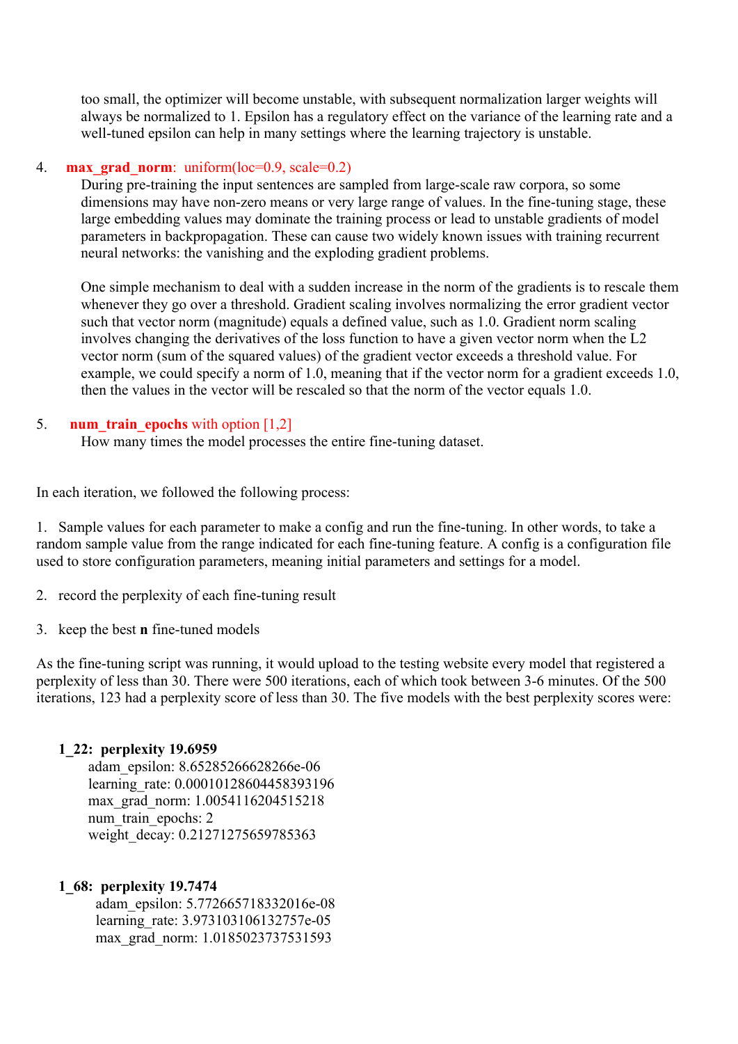too small, the optimizer will become unstable, with subsequent normalization larger weights will always be normalized to 1. Epsilon has a regulatory effect on the variance of the learning rate and a well-tuned epsilon can help in many settings where the learning trajectory is unstable.

4. **max_grad_norm**: uniform(loc=0.9, scale=0.2)

   During pre-training the input sentences are sampled from large-scale raw corpora, so some dimensions may have non-zero means or very large range of values. In the fine-tuning stage, these large embedding values may dominate the training process or lead to unstable gradients of model parameters in backpropagation. These can cause two widely known issues with training recurrent neural networks: the vanishing and the exploding gradient problems.

   One simple mechanism to deal with a sudden increase in the norm of the gradients is to rescale them whenever they go over a threshold. Gradient scaling involves normalizing the error gradient vector such that vector norm (magnitude) equals a defined value, such as 1.0. Gradient norm scaling involves changing the derivatives of the loss function to have a given vector norm when the L2 vector norm (sum of the squared values) of the gradient vector exceeds a threshold value. For example, we could specify a norm of 1.0, meaning that if the vector norm for a gradient exceeds 1.0, then the values in the vector will be rescaled so that the norm of the vector equals 1.0.

5. **num_train_epochs** with option [1,2]

   How many times the model processes the entire fine-tuning dataset.

In each iteration, we followed the following process:

1. Sample values for each parameter to make a config and run the fine-tuning. In other words, to take a random sample value from the range indicated for each fine-tuning feature. A config is a configuration file used to store configuration parameters, meaning initial parameters and settings for a model.

2. record the perplexity of each fine-tuning result

3. keep the best **n** fine-tuned models

As the fine-tuning script was running, it would upload to the testing website every model that registered a perplexity of less than 30. There were 500 iterations, each of which took between 3-6 minutes. Of the 500 iterations, 123 had a perplexity score of less than 30. The five models with the best perplexity scores were:

**1_22: perplexity 19.6959**
- adam_epsilon: 8.65285266628266e-06
- learning_rate: 0.00010128604458393196
- max_grad_norm: 1.0054116204515218
- num_train_epochs: 2
- weight_decay: 0.21271275659785363

**1_68: perplexity 19.7474**
- adam_epsilon: 5.772665718332016e-08
- learning_rate: 3.973103106132757e-05
- max_grad_norm: 1.0185023737531593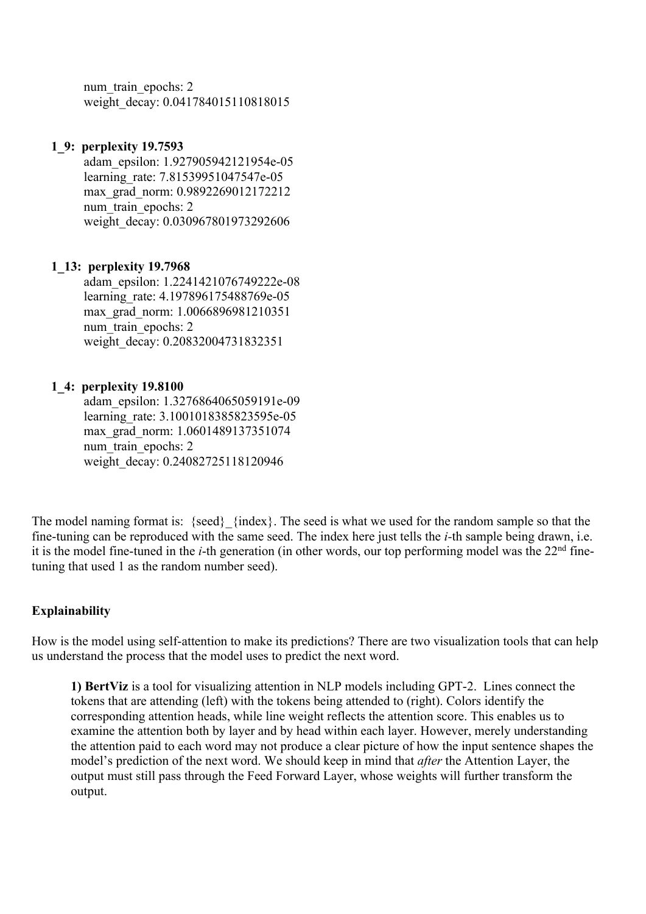num_train_epochs: 2
weight_decay: 0.041784015110818015

**1_9: perplexity 19.7593**

adam_epsilon: 1.927905942121954e-05
learning_rate: 7.81539951047547e-05
max_grad_norm: 0.9892269012172212
num_train_epochs: 2
weight_decay: 0.030967801973292606

**1_13: perplexity 19.7968**

adam_epsilon: 1.2241421076749222e-08
learning_rate: 4.197896175488769e-05
max_grad_norm: 1.0066896981210351
num_train_epochs: 2
weight_decay: 0.20832004731832351

**1_4: perplexity 19.8100**

adam_epsilon: 1.3276864065059191e-09
learning_rate: 3.1001018385823595e-05
max_grad_norm: 1.0601489137351074
num_train_epochs: 2
weight_decay: 0.24082725118120946

The model naming format is: {seed}_{index}. The seed is what we used for the random sample so that the fine-tuning can be reproduced with the same seed. The index here just tells the *i*-th sample being drawn, i.e. it is the model fine-tuned in the *i*-th generation (in other words, our top performing model was the 22nd fine-tuning that used 1 as the random number seed).

**Explainability**

How is the model using self-attention to make its predictions? There are two visualization tools that can help us understand the process that the model uses to predict the next word.

**1) BertViz** is a tool for visualizing attention in NLP models including GPT-2. Lines connect the tokens that are attending (left) with the tokens being attended to (right). Colors identify the corresponding attention heads, while line weight reflects the attention score. This enables us to examine the attention both by layer and by head within each layer. However, merely understanding the attention paid to each word may not produce a clear picture of how the input sentence shapes the model's prediction of the next word. We should keep in mind that *after* the Attention Layer, the output must still pass through the Feed Forward Layer, whose weights will further transform the output.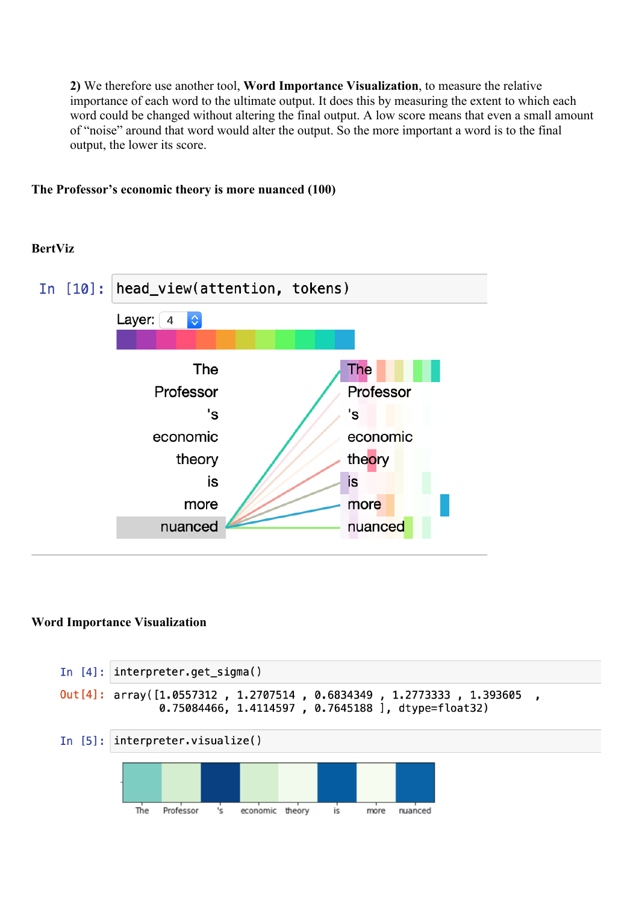**2)** We therefore use another tool, **Word Importance Visualization**, to measure the relative importance of each word to the ultimate output. It does this by measuring the extent to which each word could be changed without altering the final output. A low score means that even a small amount of "noise" around that word would alter the output. So the more important a word is to the final output, the lower its score.

**The Professor's economic theory is more nuanced (100)**

**BertViz**

```
In [10]: head_view(attention, tokens)
```

Layer: 4

| | |
|---|---|
| The | The |
| Professor | Professor |
| 's | 's |
| economic | economic |
| theory | theory |
| is | is |
| more | more |
| nuanced | nuanced |

**Word Importance Visualization**

```
In [4]: interpreter.get_sigma()
Out[4]: array([1.0557312 , 1.2707514 , 0.6834349 , 1.2773333 , 1.393605  ,
        0.75084466, 1.4114597 , 0.7645188 ], dtype=float32)
```

```
In [5]: interpreter.visualize()
```

The Professor 's economic theory is more nuanced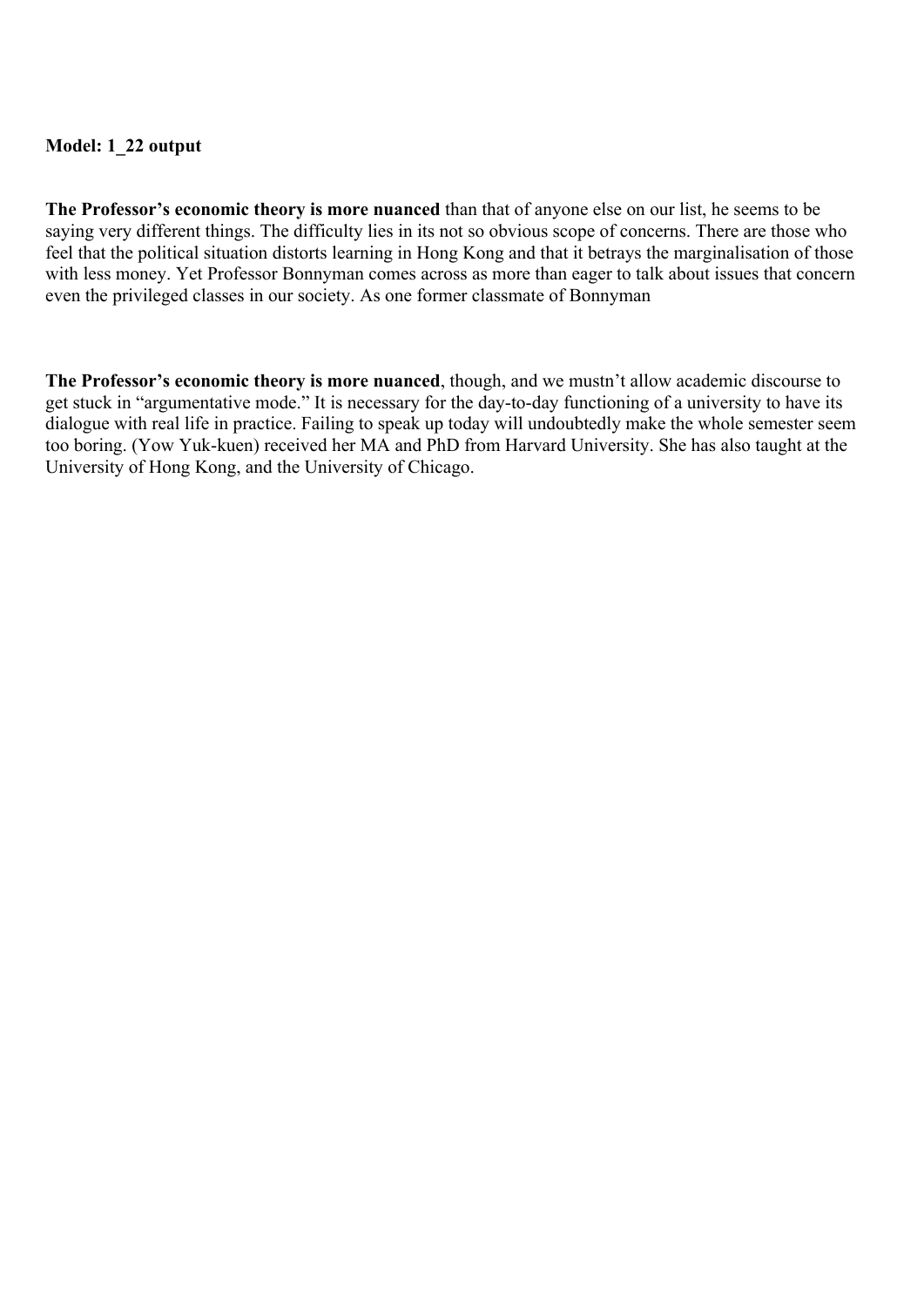**Model: 1_22 output**

**The Professor's economic theory is more nuanced** than that of anyone else on our list, he seems to be saying very different things. The difficulty lies in its not so obvious scope of concerns. There are those who feel that the political situation distorts learning in Hong Kong and that it betrays the marginalisation of those with less money. Yet Professor Bonnyman comes across as more than eager to talk about issues that concern even the privileged classes in our society. As one former classmate of Bonnyman

**The Professor's economic theory is more nuanced**, though, and we mustn't allow academic discourse to get stuck in "argumentative mode." It is necessary for the day-to-day functioning of a university to have its dialogue with real life in practice. Failing to speak up today will undoubtedly make the whole semester seem too boring. (Yow Yuk-kuen) received her MA and PhD from Harvard University. She has also taught at the University of Hong Kong, and the University of Chicago.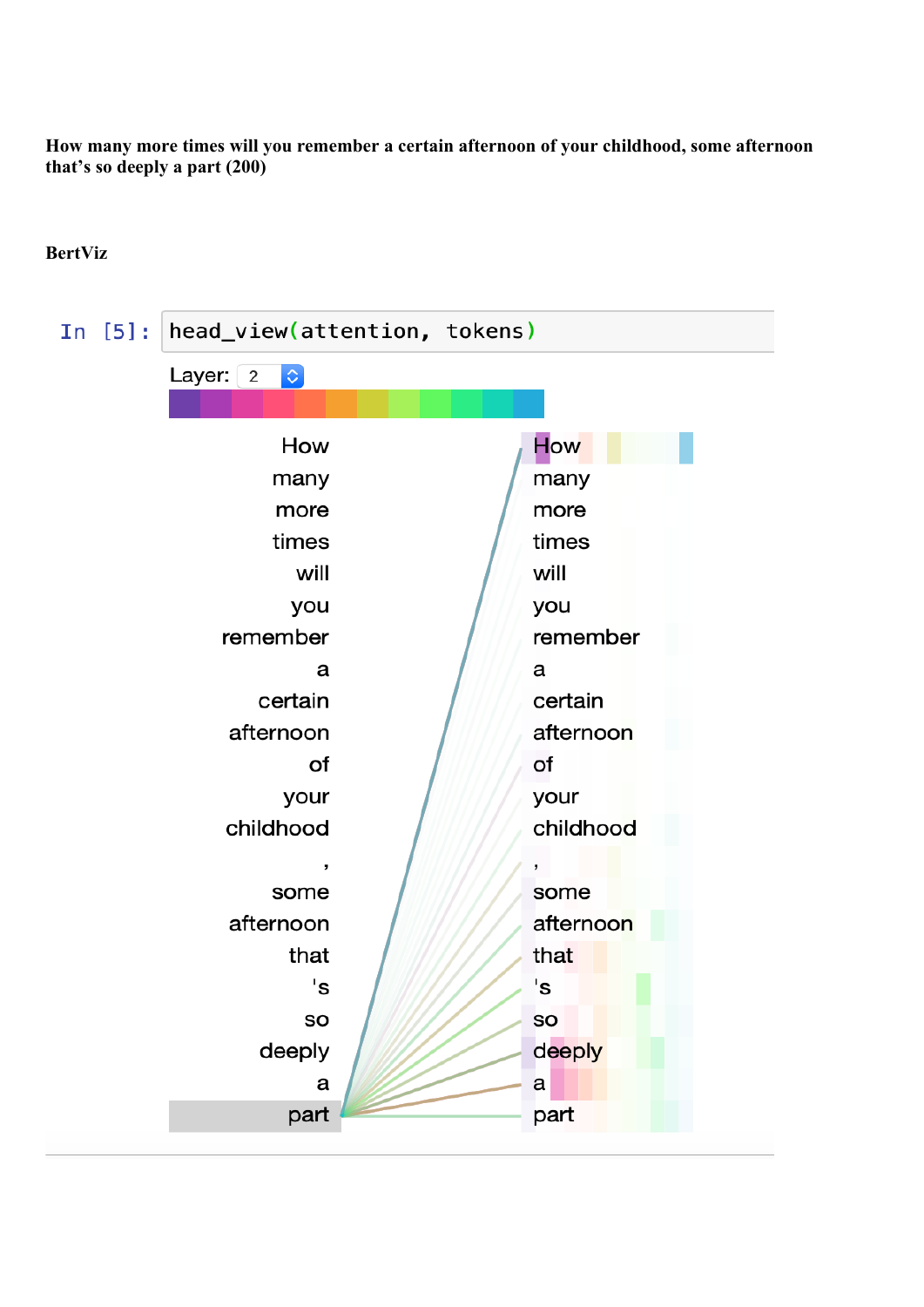**How many more times will you remember a certain afternoon of your childhood, some afternoon that's so deeply a part (200)**

**BertViz**

```
In [5]: head_view(attention, tokens)
```

Layer: 2

| | |
|---|---|
| How | How |
| many | many |
| more | more |
| times | times |
| will | will |
| you | you |
| remember | remember |
| a | a |
| certain | certain |
| afternoon | afternoon |
| of | of |
| your | your |
| childhood | childhood |
| , | , |
| some | some |
| afternoon | afternoon |
| that | that |
| 's | 's |
| so | so |
| deeply | deeply |
| a | a |
| part | part |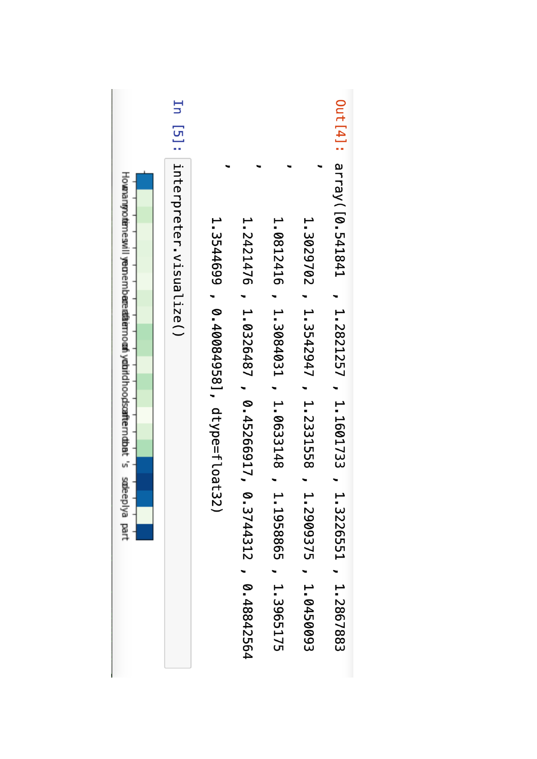Out[4]:

```
array([0.541841  , 1.2821257 , 1.1601733 , 1.3226551 , 1.2867883 ,
       1.3029702 , 1.3542947 , 1.2331558 , 1.2909375 , 1.0450093 ,
       1.0812416 , 1.3084031 , 1.0633148 , 1.1958865 , 1.3965175 ,
       1.2421476 , 1.0326487 , 0.45266917, 0.3744312 , 0.48842564,
       1.3544699 , 0.40084958], dtype=float32)
```

In [5]:

```
interpreter.visualize()
```

How many of times will you remember and share the memory of your childhood and after that 's so deeply a part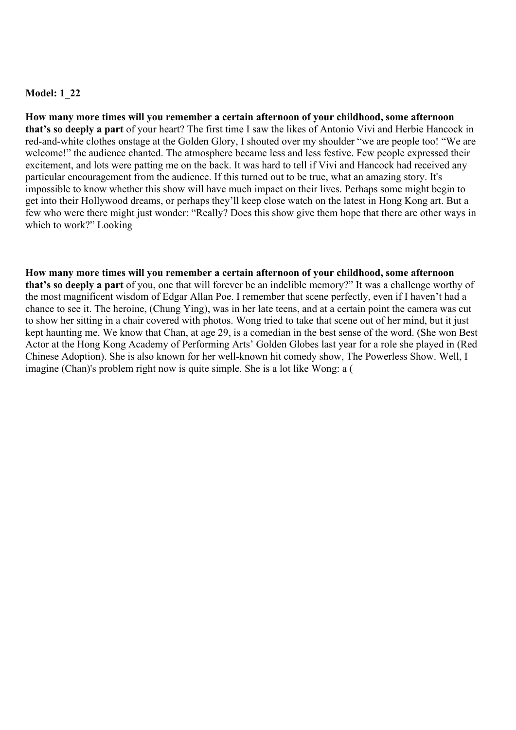**Model: 1_22**

**How many more times will you remember a certain afternoon of your childhood, some afternoon that's so deeply a part** of your heart? The first time I saw the likes of Antonio Vivi and Herbie Hancock in red-and-white clothes onstage at the Golden Glory, I shouted over my shoulder "we are people too! "We are welcome!" the audience chanted. The atmosphere became less and less festive. Few people expressed their excitement, and lots were patting me on the back. It was hard to tell if Vivi and Hancock had received any particular encouragement from the audience. If this turned out to be true, what an amazing story. It's impossible to know whether this show will have much impact on their lives. Perhaps some might begin to get into their Hollywood dreams, or perhaps they'll keep close watch on the latest in Hong Kong art. But a few who were there might just wonder: "Really? Does this show give them hope that there are other ways in which to work?" Looking

**How many more times will you remember a certain afternoon of your childhood, some afternoon that's so deeply a part** of you, one that will forever be an indelible memory?" It was a challenge worthy of the most magnificent wisdom of Edgar Allan Poe. I remember that scene perfectly, even if I haven't had a chance to see it. The heroine, (Chung Ying), was in her late teens, and at a certain point the camera was cut to show her sitting in a chair covered with photos. Wong tried to take that scene out of her mind, but it just kept haunting me. We know that Chan, at age 29, is a comedian in the best sense of the word. (She won Best Actor at the Hong Kong Academy of Performing Arts' Golden Globes last year for a role she played in (Red Chinese Adoption). She is also known for her well-known hit comedy show, The Powerless Show. Well, I imagine (Chan)'s problem right now is quite simple. She is a lot like Wong: a (